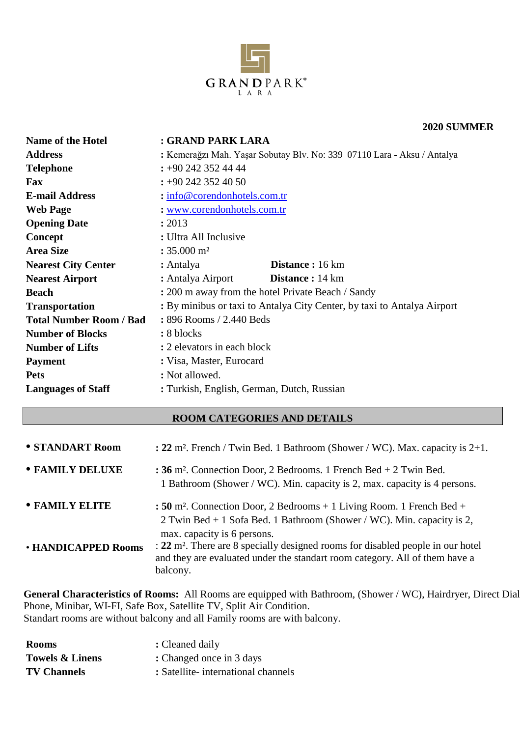GRANDPARK®
LARA

**2020 SUMMER**

| | |
|---|---|
| **Name of the Hotel** | **: GRAND PARK LARA** |
| **Address** | **:** Kemerağzı Mah. Yaşar Sobutay Blv. No: 339 07110 Lara - Aksu / Antalya |
| **Telephone** | **:** +90 242 352 44 44 |
| **Fax** | **:** +90 242 352 40 50 |
| **E-mail Address** | **:** info@corendonhotels.com.tr |
| **Web Page** | **:** www.corendonhotels.com.tr |
| **Opening Date** | **:** 2013 |
| **Concept** | **:** Ultra All Inclusive |
| **Area Size** | **:** 35.000 m² |
| **Nearest City Center** | **:** Antalya **Distance :** 16 km |
| **Nearest Airport** | **:** Antalya Airport **Distance :** 14 km |
| **Beach** | **:** 200 m away from the hotel Private Beach / Sandy |
| **Transportation** | **:** By minibus or taxi to Antalya City Center, by taxi to Antalya Airport |
| **Total Number Room / Bad** | **:** 896 Rooms / 2.440 Beds |
| **Number of Blocks** | **:** 8 blocks |
| **Number of Lifts** | **:** 2 elevators in each block |
| **Payment** | **:** Visa, Master, Eurocard |
| **Pets** | **:** Not allowed. |
| **Languages of Staff** | **:** Turkish, English, German, Dutch, Russian |

## ROOM CATEGORIES AND DETAILS

- **STANDART Room** : **22** m². French / Twin Bed. 1 Bathroom (Shower / WC). Max. capacity is 2+1.
- **FAMILY DELUXE** : **36** m². Connection Door, 2 Bedrooms. 1 French Bed + 2 Twin Bed. 1 Bathroom (Shower / WC). Min. capacity is 2, max. capacity is 4 persons.
- **FAMILY ELITE** : **50** m². Connection Door, 2 Bedrooms + 1 Living Room. 1 French Bed + 2 Twin Bed + 1 Sofa Bed. 1 Bathroom (Shower / WC). Min. capacity is 2, max. capacity is 6 persons.
- **HANDICAPPED Rooms** : **22** m². There are 8 specially designed rooms for disabled people in our hotel and they are evaluated under the standart room category. All of them have a balcony.

**General Characteristics of Rooms:** All Rooms are equipped with Bathroom, (Shower / WC), Hairdryer, Direct Dial Phone, Minibar, WI-FI, Safe Box, Satellite TV, Split Air Condition.
Standart rooms are without balcony and all Family rooms are with balcony.

| | |
|---|---|
| **Rooms** | **:** Cleaned daily |
| **Towels & Linens** | **:** Changed once in 3 days |
| **TV Channels** | **:** Satellite- international channels |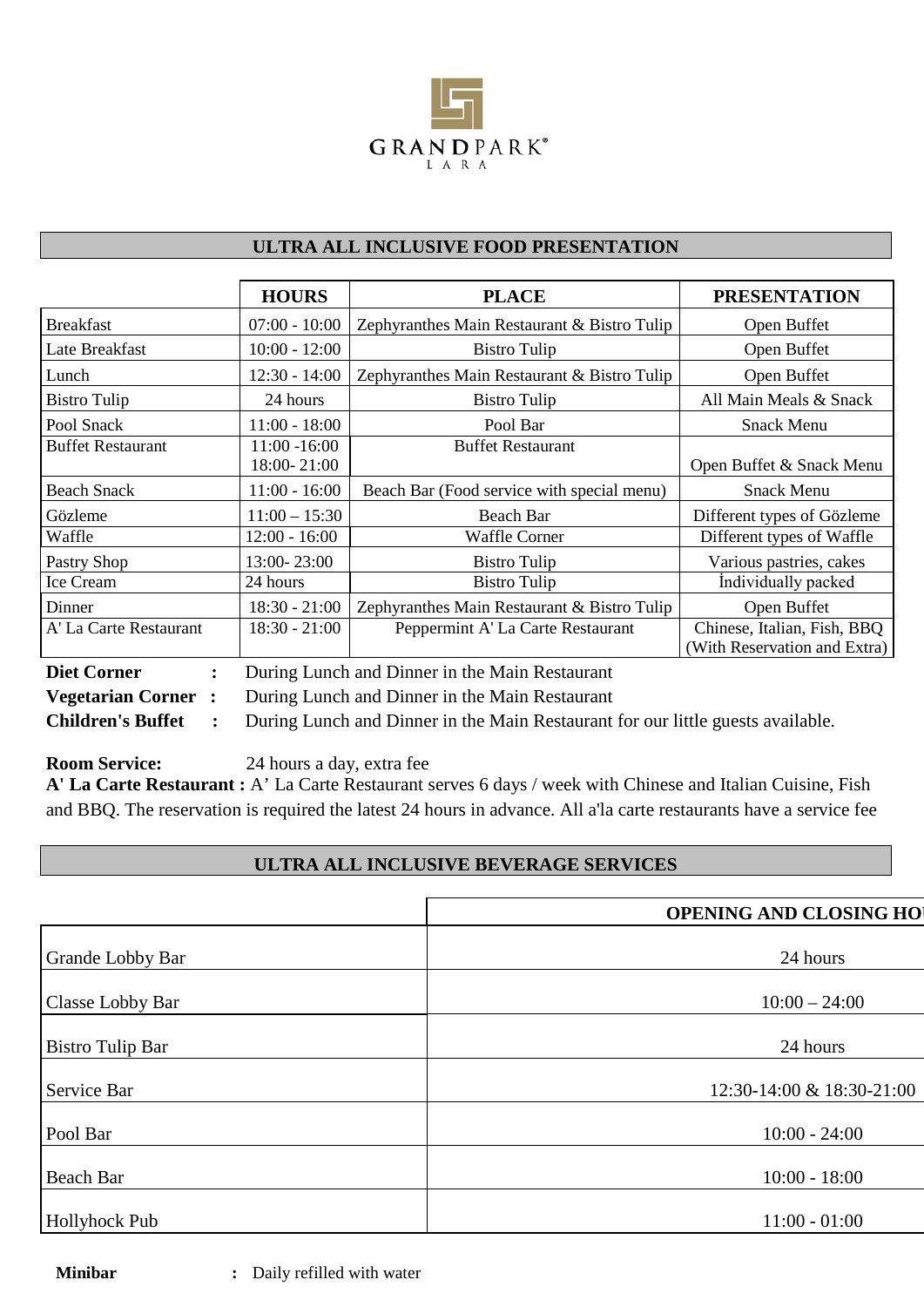GRANDPARK
LARA

## ULTRA ALL INCLUSIVE FOOD PRESENTATION

| | HOURS | PLACE | PRESENTATION |
|---|---|---|---|
| Breakfast | 07:00 - 10:00 | Zephyranthes Main Restaurant & Bistro Tulip | Open Buffet |
| Late Breakfast | 10:00 - 12:00 | Bistro Tulip | Open Buffet |
| Lunch | 12:30 - 14:00 | Zephyranthes Main Restaurant & Bistro Tulip | Open Buffet |
| Bistro Tulip | 24 hours | Bistro Tulip | All Main Meals & Snack |
| Pool Snack | 11:00 - 18:00 | Pool Bar | Snack Menu |
| Buffet Restaurant | 11:00 -16:00<br>18:00- 21:00 | Buffet Restaurant | Open Buffet & Snack Menu |
| Beach Snack | 11:00 - 16:00 | Beach Bar (Food service with special menu) | Snack Menu |
| Gözleme | 11:00 – 15:30 | Beach Bar | Different types of Gözleme |
| Waffle | 12:00 - 16:00 | Waffle Corner | Different types of Waffle |
| Pastry Shop | 13:00- 23:00 | Bistro Tulip | Various pastries, cakes |
| Ice Cream | 24 hours | Bistro Tulip | İndividually packed |
| Dinner | 18:30 - 21:00 | Zephyranthes Main Restaurant & Bistro Tulip | Open Buffet |
| A' La Carte Restaurant | 18:30 - 21:00 | Peppermint A' La Carte Restaurant | Chinese, Italian, Fish, BBQ (With Reservation and Extra) |

**Diet Corner** : During Lunch and Dinner in the Main Restaurant

**Vegetarian Corner** : During Lunch and Dinner in the Main Restaurant

**Children's Buffet** : During Lunch and Dinner in the Main Restaurant for our little guests available.

**Room Service:** 24 hours a day, extra fee

**A' La Carte Restaurant :** A' La Carte Restaurant serves 6 days / week with Chinese and Italian Cuisine, Fish and BBQ. The reservation is required the latest 24 hours in advance. All a'la carte restaurants have a service fee

## ULTRA ALL INCLUSIVE BEVERAGE SERVICES

| | OPENING AND CLOSING HOU |
|---|---|
| Grande Lobby Bar | 24 hours |
| Classe Lobby Bar | 10:00 – 24:00 |
| Bistro Tulip Bar | 24 hours |
| Service Bar | 12:30-14:00 & 18:30-21:00 |
| Pool Bar | 10:00 - 24:00 |
| Beach Bar | 10:00 - 18:00 |
| Hollyhock Pub | 11:00 - 01:00 |

**Minibar** : Daily refilled with water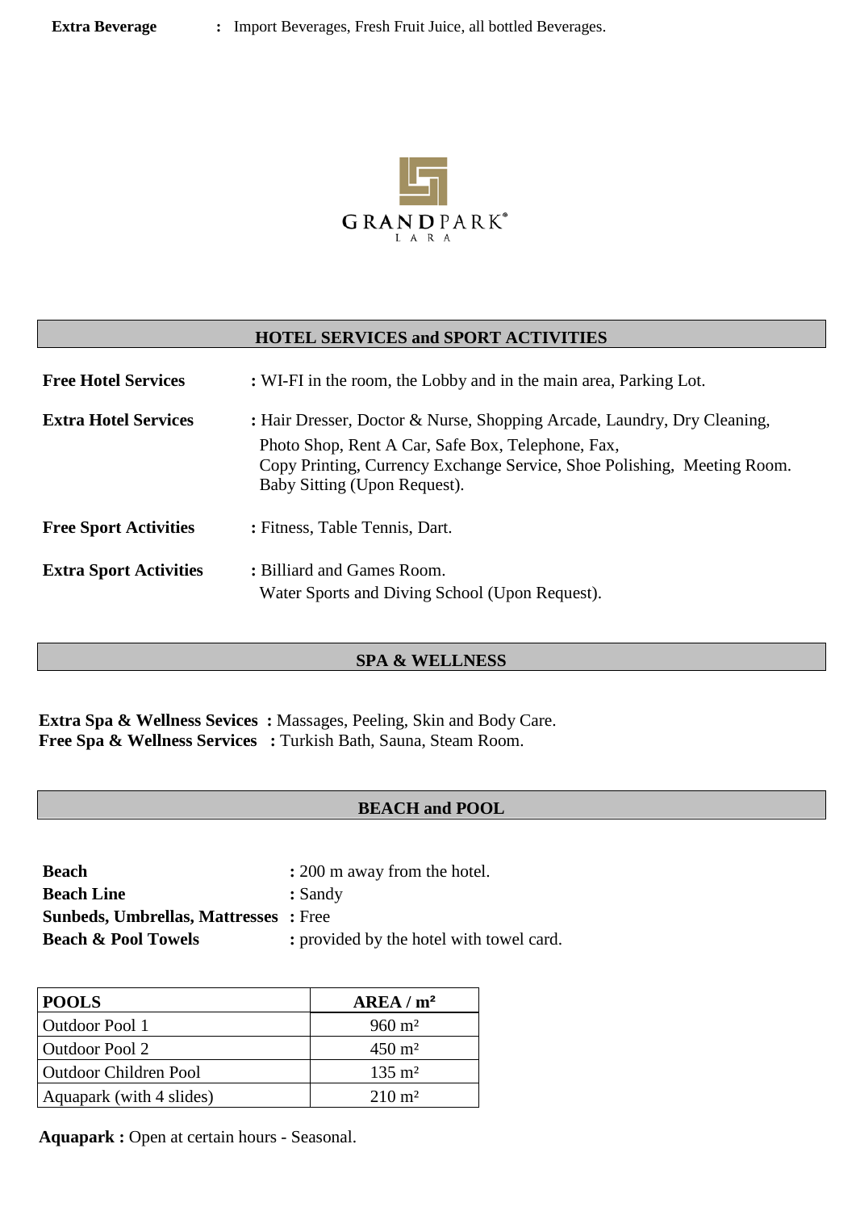**Extra Beverage** : Import Beverages, Fresh Fruit Juice, all bottled Beverages.

GRANDPARK®
LARA

## HOTEL SERVICES and SPORT ACTIVITIES

**Free Hotel Services** : WI-FI in the room, the Lobby and in the main area, Parking Lot.

**Extra Hotel Services** : Hair Dresser, Doctor & Nurse, Shopping Arcade, Laundry, Dry Cleaning, Photo Shop, Rent A Car, Safe Box, Telephone, Fax, Copy Printing, Currency Exchange Service, Shoe Polishing, Meeting Room. Baby Sitting (Upon Request).

**Free Sport Activities** : Fitness, Table Tennis, Dart.

**Extra Sport Activities** : Billiard and Games Room.
Water Sports and Diving School (Upon Request).

## SPA & WELLNESS

**Extra Spa & Wellness Sevices** : Massages, Peeling, Skin and Body Care.
**Free Spa & Wellness Services** : Turkish Bath, Sauna, Steam Room.

## BEACH and POOL

**Beach** : 200 m away from the hotel.
**Beach Line** : Sandy
**Sunbeds, Umbrellas, Mattresses** : Free
**Beach & Pool Towels** : provided by the hotel with towel card.

| **POOLS** | **AREA / m²** |
|---|---|
| Outdoor Pool 1 | 960 m² |
| Outdoor Pool 2 | 450 m² |
| Outdoor Children Pool | 135 m² |
| Aquapark (with 4 slides) | 210 m² |

**Aquapark :** Open at certain hours - Seasonal.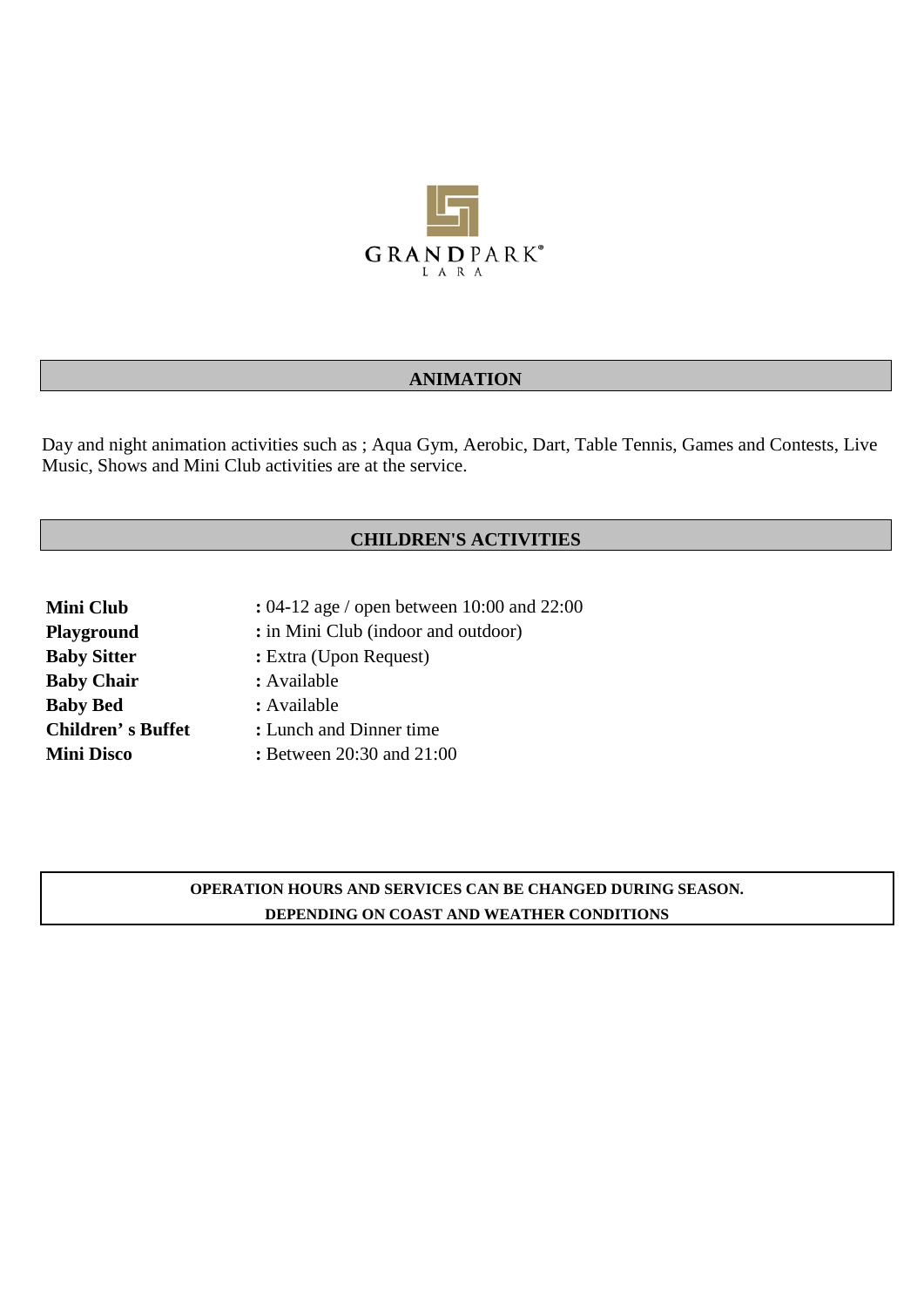GRANDPARK
LARA

## ANIMATION

Day and night animation activities such as ; Aqua Gym, Aerobic, Dart, Table Tennis, Games and Contests, Live Music, Shows and Mini Club activities are at the service.

## CHILDREN'S ACTIVITIES

| | |
|---|---|
| **Mini Club** | **:** 04-12 age / open between 10:00 and 22:00 |
| **Playground** | **:** in Mini Club (indoor and outdoor) |
| **Baby Sitter** | **:** Extra (Upon Request) |
| **Baby Chair** | **:** Available |
| **Baby Bed** | **:** Available |
| **Children' s Buffet** | **:** Lunch and Dinner time |
| **Mini Disco** | **:** Between 20:30 and 21:00 |

**OPERATION HOURS AND SERVICES CAN BE CHANGED DURING SEASON.**
**DEPENDING ON COAST AND WEATHER CONDITIONS**